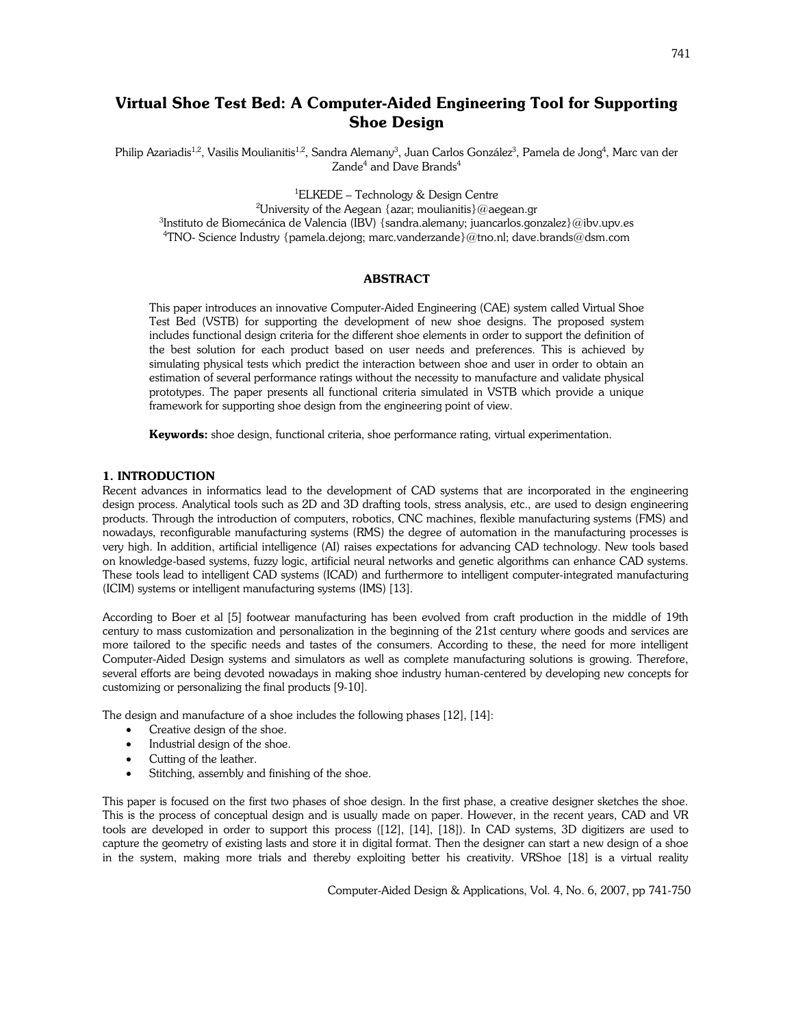# Virtual Shoe Test Bed: A Computer-Aided Engineering Tool for Supporting Shoe Design

Philip Azariadis[1,2], Vasilis Moulianitis[1,2], Sandra Alemany[3], Juan Carlos González[3], Pamela de Jong[4], Marc van der Zande[4] and Dave Brands[4]

[1]ELKEDE – Technology & Design Centre
[2]University of the Aegean {azar; moulianitis}@aegean.gr
[3]Instituto de Biomecánica de Valencia (IBV) {sandra.alemany; juancarlos.gonzalez}@ibv.upv.es
[4]TNO- Science Industry {pamela.dejong; marc.vanderzande}@tno.nl; dave.brands@dsm.com

## ABSTRACT

This paper introduces an innovative Computer-Aided Engineering (CAE) system called Virtual Shoe Test Bed (VSTB) for supporting the development of new shoe designs. The proposed system includes functional design criteria for the different shoe elements in order to support the definition of the best solution for each product based on user needs and preferences. This is achieved by simulating physical tests which predict the interaction between shoe and user in order to obtain an estimation of several performance ratings without the necessity to manufacture and validate physical prototypes. The paper presents all functional criteria simulated in VSTB which provide a unique framework for supporting shoe design from the engineering point of view.

**Keywords:** shoe design, functional criteria, shoe performance rating, virtual experimentation.

## 1. INTRODUCTION

Recent advances in informatics lead to the development of CAD systems that are incorporated in the engineering design process. Analytical tools such as 2D and 3D drafting tools, stress analysis, etc., are used to design engineering products. Through the introduction of computers, robotics, CNC machines, flexible manufacturing systems (FMS) and nowadays, reconfigurable manufacturing systems (RMS) the degree of automation in the manufacturing processes is very high. In addition, artificial intelligence (AI) raises expectations for advancing CAD technology. New tools based on knowledge-based systems, fuzzy logic, artificial neural networks and genetic algorithms can enhance CAD systems. These tools lead to intelligent CAD systems (ICAD) and furthermore to intelligent computer-integrated manufacturing (ICIM) systems or intelligent manufacturing systems (IMS) [13].

According to Boer et al [5] footwear manufacturing has been evolved from craft production in the middle of 19th century to mass customization and personalization in the beginning of the 21st century where goods and services are more tailored to the specific needs and tastes of the consumers. According to these, the need for more intelligent Computer-Aided Design systems and simulators as well as complete manufacturing solutions is growing. Therefore, several efforts are being devoted nowadays in making shoe industry human-centered by developing new concepts for customizing or personalizing the final products [9-10].

The design and manufacture of a shoe includes the following phases [12], [14]:

- Creative design of the shoe.
- Industrial design of the shoe.
- Cutting of the leather.
- Stitching, assembly and finishing of the shoe.

This paper is focused on the first two phases of shoe design. In the first phase, a creative designer sketches the shoe. This is the process of conceptual design and is usually made on paper. However, in the recent years, CAD and VR tools are developed in order to support this process ([12], [14], [18]). In CAD systems, 3D digitizers are used to capture the geometry of existing lasts and store it in digital format. Then the designer can start a new design of a shoe in the system, making more trials and thereby exploiting better his creativity. VRShoe [18] is a virtual reality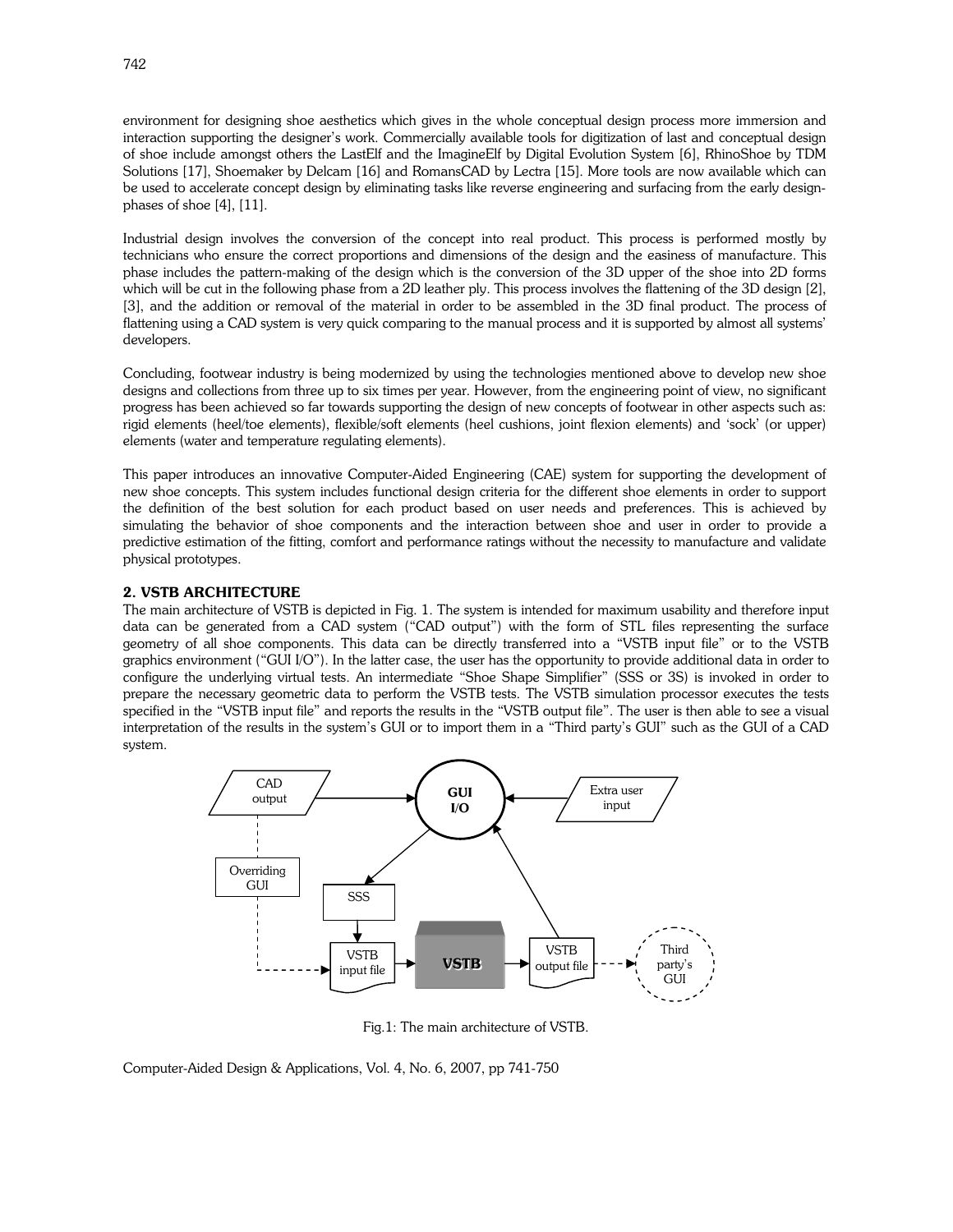environment for designing shoe aesthetics which gives in the whole conceptual design process more immersion and interaction supporting the designer's work. Commercially available tools for digitization of last and conceptual design of shoe include amongst others the LastElf and the ImagineElf by Digital Evolution System [6], RhinoShoe by TDM Solutions [17], Shoemaker by Delcam [16] and RomansCAD by Lectra [15]. More tools are now available which can be used to accelerate concept design by eliminating tasks like reverse engineering and surfacing from the early design-phases of shoe [4], [11].

Industrial design involves the conversion of the concept into real product. This process is performed mostly by technicians who ensure the correct proportions and dimensions of the design and the easiness of manufacture. This phase includes the pattern-making of the design which is the conversion of the 3D upper of the shoe into 2D forms which will be cut in the following phase from a 2D leather ply. This process involves the flattening of the 3D design [2], [3], and the addition or removal of the material in order to be assembled in the 3D final product. The process of flattening using a CAD system is very quick comparing to the manual process and it is supported by almost all systems' developers.

Concluding, footwear industry is being modernized by using the technologies mentioned above to develop new shoe designs and collections from three up to six times per year. However, from the engineering point of view, no significant progress has been achieved so far towards supporting the design of new concepts of footwear in other aspects such as: rigid elements (heel/toe elements), flexible/soft elements (heel cushions, joint flexion elements) and 'sock' (or upper) elements (water and temperature regulating elements).

This paper introduces an innovative Computer-Aided Engineering (CAE) system for supporting the development of new shoe concepts. This system includes functional design criteria for the different shoe elements in order to support the definition of the best solution for each product based on user needs and preferences. This is achieved by simulating the behavior of shoe components and the interaction between shoe and user in order to provide a predictive estimation of the fitting, comfort and performance ratings without the necessity to manufacture and validate physical prototypes.

## 2. VSTB ARCHITECTURE

The main architecture of VSTB is depicted in Fig. 1. The system is intended for maximum usability and therefore input data can be generated from a CAD system ("CAD output") with the form of STL files representing the surface geometry of all shoe components. This data can be directly transferred into a "VSTB input file" or to the VSTB graphics environment ("GUI I/O"). In the latter case, the user has the opportunity to provide additional data in order to configure the underlying virtual tests. An intermediate "Shoe Shape Simplifier" (SSS or 3S) is invoked in order to prepare the necessary geometric data to perform the VSTB tests. The VSTB simulation processor executes the tests specified in the "VSTB input file" and reports the results in the "VSTB output file". The user is then able to see a visual interpretation of the results in the system's GUI or to import them in a "Third party's GUI" such as the GUI of a CAD system.

CAD output — GUI I/O — Extra user input — Overriding GUI — SSS — VSTB input file — VSTB — VSTB output file — Third party's GUI

Fig.1: The main architecture of VSTB.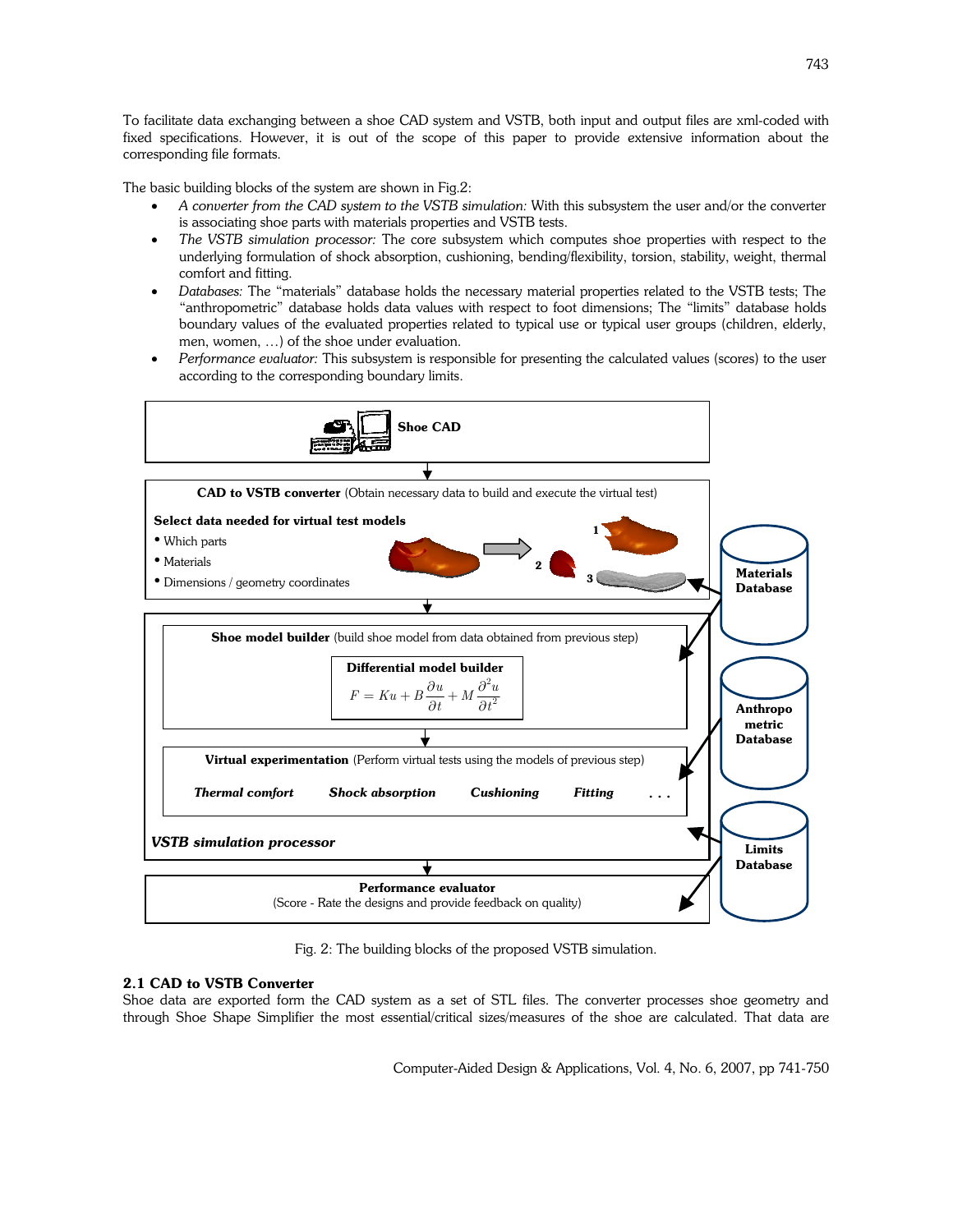To facilitate data exchanging between a shoe CAD system and VSTB, both input and output files are xml-coded with fixed specifications. However, it is out of the scope of this paper to provide extensive information about the corresponding file formats.

The basic building blocks of the system are shown in Fig.2:

- *A converter from the CAD system to the VSTB simulation:* With this subsystem the user and/or the converter is associating shoe parts with materials properties and VSTB tests.
- *The VSTB simulation processor:* The core subsystem which computes shoe properties with respect to the underlying formulation of shock absorption, cushioning, bending/flexibility, torsion, stability, weight, thermal comfort and fitting.
- *Databases:* The "materials" database holds the necessary material properties related to the VSTB tests; The "anthropometric" database holds data values with respect to foot dimensions; The "limits" database holds boundary values of the evaluated properties related to typical use or typical user groups (children, elderly, men, women, …) of the shoe under evaluation.
- *Performance evaluator:* This subsystem is responsible for presenting the calculated values (scores) to the user according to the corresponding boundary limits.

**Shoe CAD**

**CAD to VSTB converter** (Obtain necessary data to build and execute the virtual test)

**Select data needed for virtual test models**
- Which parts
- Materials
- Dimensions / geometry coordinates

1 2 3

**Materials Database**

**Shoe model builder** (build shoe model from data obtained from previous step)

**Differential model builder**

$$F = Ku + B\frac{\partial u}{\partial t} + M\frac{\partial^2 u}{\partial t^2}$$

**Anthropo metric Database**

**Virtual experimentation** (Perform virtual tests using the models of previous step)

***Thermal comfort*** ***Shock absorption*** ***Cushioning*** ***Fitting*** . . .

***VSTB simulation processor***

**Limits Database**

**Performance evaluator**
(Score - Rate the designs and provide feedback on quality)

Fig. 2: The building blocks of the proposed VSTB simulation.

### 2.1 CAD to VSTB Converter

Shoe data are exported form the CAD system as a set of STL files. The converter processes shoe geometry and through Shoe Shape Simplifier the most essential/critical sizes/measures of the shoe are calculated. That data are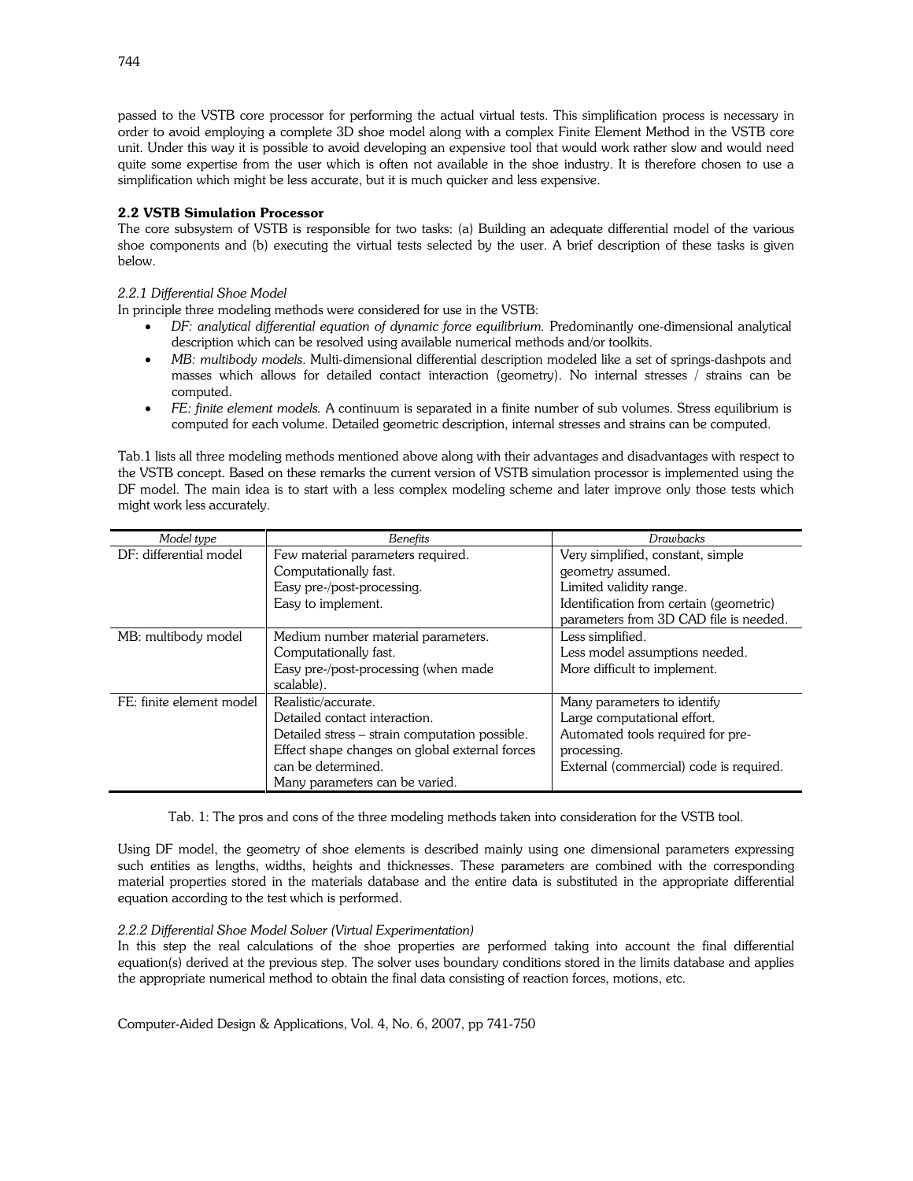passed to the VSTB core processor for performing the actual virtual tests. This simplification process is necessary in order to avoid employing a complete 3D shoe model along with a complex Finite Element Method in the VSTB core unit. Under this way it is possible to avoid developing an expensive tool that would work rather slow and would need quite some expertise from the user which is often not available in the shoe industry. It is therefore chosen to use a simplification which might be less accurate, but it is much quicker and less expensive.

### 2.2 VSTB Simulation Processor

The core subsystem of VSTB is responsible for two tasks: (a) Building an adequate differential model of the various shoe components and (b) executing the virtual tests selected by the user. A brief description of these tasks is given below.

#### *2.2.1 Differential Shoe Model*

In principle three modeling methods were considered for use in the VSTB:

- *DF: analytical differential equation of dynamic force equilibrium.* Predominantly one-dimensional analytical description which can be resolved using available numerical methods and/or toolkits.
- *MB: multibody models.* Multi-dimensional differential description modeled like a set of springs-dashpots and masses which allows for detailed contact interaction (geometry). No internal stresses / strains can be computed.
- *FE: finite element models.* A continuum is separated in a finite number of sub volumes. Stress equilibrium is computed for each volume. Detailed geometric description, internal stresses and strains can be computed.

Tab.1 lists all three modeling methods mentioned above along with their advantages and disadvantages with respect to the VSTB concept. Based on these remarks the current version of VSTB simulation processor is implemented using the DF model. The main idea is to start with a less complex modeling scheme and later improve only those tests which might work less accurately.

| *Model type* | *Benefits* | *Drawbacks* |
|---|---|---|
| DF: differential model | Few material parameters required.<br>Computationally fast.<br>Easy pre-/post-processing.<br>Easy to implement. | Very simplified, constant, simple geometry assumed.<br>Limited validity range.<br>Identification from certain (geometric) parameters from 3D CAD file is needed. |
| MB: multibody model | Medium number material parameters.<br>Computationally fast.<br>Easy pre-/post-processing (when made scalable). | Less simplified.<br>Less model assumptions needed.<br>More difficult to implement. |
| FE: finite element model | Realistic/accurate.<br>Detailed contact interaction.<br>Detailed stress – strain computation possible.<br>Effect shape changes on global external forces can be determined.<br>Many parameters can be varied. | Many parameters to identify<br>Large computational effort.<br>Automated tools required for pre-processing.<br>External (commercial) code is required. |

Tab. 1: The pros and cons of the three modeling methods taken into consideration for the VSTB tool.

Using DF model, the geometry of shoe elements is described mainly using one dimensional parameters expressing such entities as lengths, widths, heights and thicknesses. These parameters are combined with the corresponding material properties stored in the materials database and the entire data is substituted in the appropriate differential equation according to the test which is performed.

#### *2.2.2 Differential Shoe Model Solver (Virtual Experimentation)*

In this step the real calculations of the shoe properties are performed taking into account the final differential equation(s) derived at the previous step. The solver uses boundary conditions stored in the limits database and applies the appropriate numerical method to obtain the final data consisting of reaction forces, motions, etc.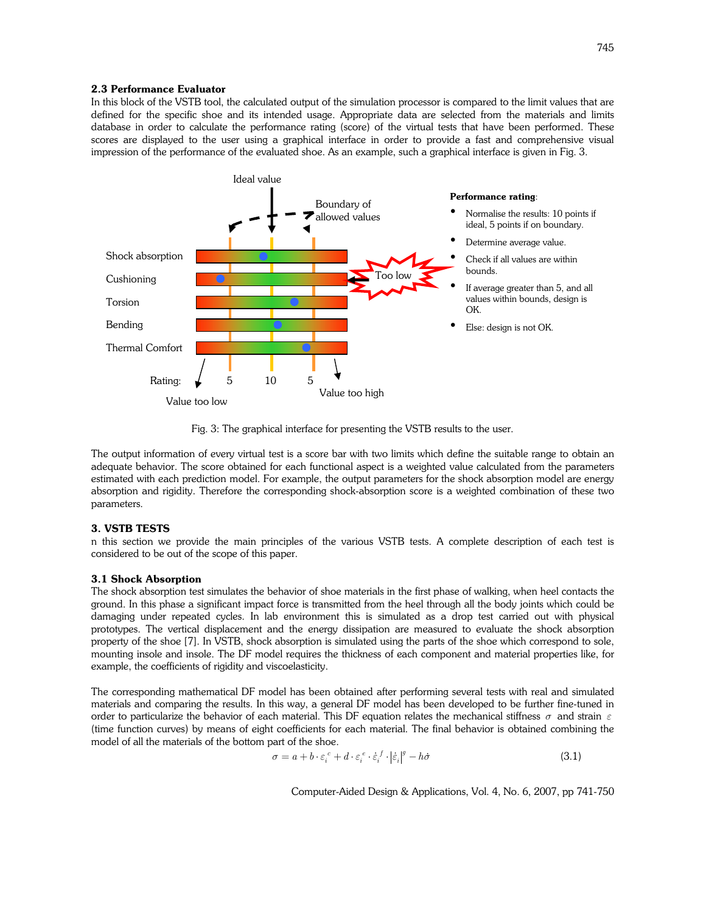## 2.3 Performance Evaluator

In this block of the VSTB tool, the calculated output of the simulation processor is compared to the limit values that are defined for the specific shoe and its intended usage. Appropriate data are selected from the materials and limits database in order to calculate the performance rating (score) of the virtual tests that have been performed. These scores are displayed to the user using a graphical interface in order to provide a fast and comprehensive visual impression of the performance of the evaluated shoe. As an example, such a graphical interface is given in Fig. 3.

Ideal value

Boundary of allowed values

Shock absorption

Cushioning

Torsion

Bending

Thermal Comfort

Too low

Rating: 5 10 5

Value too low

Value too high

**Performance rating**:

- Normalise the results: 10 points if ideal, 5 points if on boundary.
- Determine average value.
- Check if all values are within bounds.
- If average greater than 5, and all values within bounds, design is OK.
- Else: design is not OK.

Fig. 3: The graphical interface for presenting the VSTB results to the user.

The output information of every virtual test is a score bar with two limits which define the suitable range to obtain an adequate behavior. The score obtained for each functional aspect is a weighted value calculated from the parameters estimated with each prediction model. For example, the output parameters for the shock absorption model are energy absorption and rigidity. Therefore the corresponding shock-absorption score is a weighted combination of these two parameters.

## 3. VSTB TESTS

n this section we provide the main principles of the various VSTB tests. A complete description of each test is considered to be out of the scope of this paper.

### 3.1 Shock Absorption

The shock absorption test simulates the behavior of shoe materials in the first phase of walking, when heel contacts the ground. In this phase a significant impact force is transmitted from the heel through all the body joints which could be damaging under repeated cycles. In lab environment this is simulated as a drop test carried out with physical prototypes. The vertical displacement and the energy dissipation are measured to evaluate the shock absorption property of the shoe [7]. In VSTB, shock absorption is simulated using the parts of the shoe which correspond to sole, mounting insole and insole. The DF model requires the thickness of each component and material properties like, for example, the coefficients of rigidity and viscoelasticity.

The corresponding mathematical DF model has been obtained after performing several tests with real and simulated materials and comparing the results. In this way, a general DF model has been developed to be further fine-tuned in order to particularize the behavior of each material. This DF equation relates the mechanical stiffness $\sigma$ and strain $\varepsilon$ (time function curves) by means of eight coefficients for each material. The final behavior is obtained combining the model of all the materials of the bottom part of the shoe.

$$\sigma = a + b \cdot \varepsilon_i^{\,c} + d \cdot \varepsilon_i^{\,e} \cdot \dot{\varepsilon}_i^{\,f} \cdot \left|\dot{\varepsilon}_i\right|^{g} - h\dot{\sigma} \tag{3.1}$$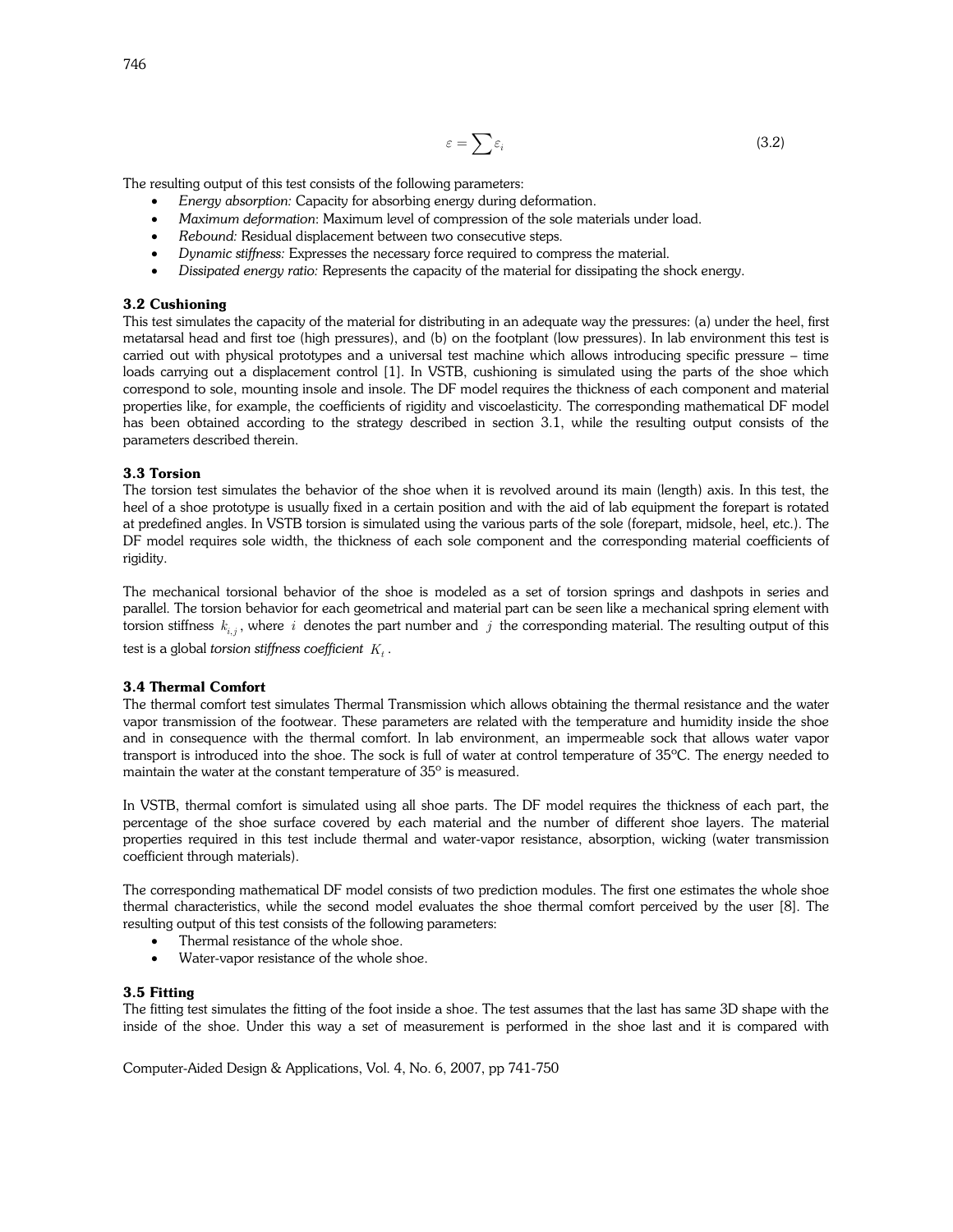$$\varepsilon = \sum \varepsilon_i \tag{3.2}$$

The resulting output of this test consists of the following parameters:

- *Energy absorption:* Capacity for absorbing energy during deformation.
- *Maximum deformation*: Maximum level of compression of the sole materials under load.
- *Rebound:* Residual displacement between two consecutive steps.
- *Dynamic stiffness:* Expresses the necessary force required to compress the material.
- *Dissipated energy ratio:* Represents the capacity of the material for dissipating the shock energy.

### 3.2 Cushioning

This test simulates the capacity of the material for distributing in an adequate way the pressures: (a) under the heel, first metatarsal head and first toe (high pressures), and (b) on the footplant (low pressures). In lab environment this test is carried out with physical prototypes and a universal test machine which allows introducing specific pressure – time loads carrying out a displacement control [1]. In VSTB, cushioning is simulated using the parts of the shoe which correspond to sole, mounting insole and insole. The DF model requires the thickness of each component and material properties like, for example, the coefficients of rigidity and viscoelasticity. The corresponding mathematical DF model has been obtained according to the strategy described in section 3.1, while the resulting output consists of the parameters described therein.

### 3.3 Torsion

The torsion test simulates the behavior of the shoe when it is revolved around its main (length) axis. In this test, the heel of a shoe prototype is usually fixed in a certain position and with the aid of lab equipment the forepart is rotated at predefined angles. In VSTB torsion is simulated using the various parts of the sole (forepart, midsole, heel, etc.). The DF model requires sole width, the thickness of each sole component and the corresponding material coefficients of rigidity.

The mechanical torsional behavior of the shoe is modeled as a set of torsion springs and dashpots in series and parallel. The torsion behavior for each geometrical and material part can be seen like a mechanical spring element with torsion stiffness $k_{i,j}$, where $i$ denotes the part number and $j$ the corresponding material. The resulting output of this test is a global *torsion stiffness coefficient* $K_t$.

### 3.4 Thermal Comfort

The thermal comfort test simulates Thermal Transmission which allows obtaining the thermal resistance and the water vapor transmission of the footwear. These parameters are related with the temperature and humidity inside the shoe and in consequence with the thermal comfort. In lab environment, an impermeable sock that allows water vapor transport is introduced into the shoe. The sock is full of water at control temperature of 35ºC. The energy needed to maintain the water at the constant temperature of 35º is measured.

In VSTB, thermal comfort is simulated using all shoe parts. The DF model requires the thickness of each part, the percentage of the shoe surface covered by each material and the number of different shoe layers. The material properties required in this test include thermal and water-vapor resistance, absorption, wicking (water transmission coefficient through materials).

The corresponding mathematical DF model consists of two prediction modules. The first one estimates the whole shoe thermal characteristics, while the second model evaluates the shoe thermal comfort perceived by the user [8]. The resulting output of this test consists of the following parameters:

- Thermal resistance of the whole shoe.
- Water-vapor resistance of the whole shoe.

### 3.5 Fitting

The fitting test simulates the fitting of the foot inside a shoe. The test assumes that the last has same 3D shape with the inside of the shoe. Under this way a set of measurement is performed in the shoe last and it is compared with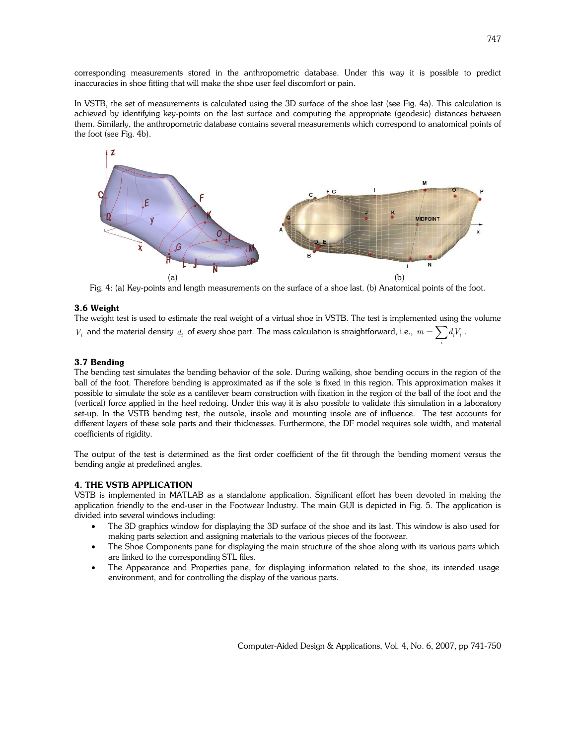corresponding measurements stored in the anthropometric database. Under this way it is possible to predict inaccuracies in shoe fitting that will make the shoe user feel discomfort or pain.

In VSTB, the set of measurements is calculated using the 3D surface of the shoe last (see Fig. 4a). This calculation is achieved by identifying key-points on the last surface and computing the appropriate (geodesic) distances between them. Similarly, the anthropometric database contains several measurements which correspond to anatomical points of the foot (see Fig. 4b).

Fig. 4: (a) Key-points and length measurements on the surface of a shoe last. (b) Anatomical points of the foot.

### 3.6 Weight

The weight test is used to estimate the real weight of a virtual shoe in VSTB. The test is implemented using the volume $V_i$ and the material density $d_i$ of every shoe part. The mass calculation is straightforward, i.e., $m = \sum_i d_i V_i$ .

### 3.7 Bending

The bending test simulates the bending behavior of the sole. During walking, shoe bending occurs in the region of the ball of the foot. Therefore bending is approximated as if the sole is fixed in this region. This approximation makes it possible to simulate the sole as a cantilever beam construction with fixation in the region of the ball of the foot and the (vertical) force applied in the heel redoing. Under this way it is also possible to validate this simulation in a laboratory set-up. In the VSTB bending test, the outsole, insole and mounting insole are of influence. The test accounts for different layers of these sole parts and their thicknesses. Furthermore, the DF model requires sole width, and material coefficients of rigidity.

The output of the test is determined as the first order coefficient of the fit through the bending moment versus the bending angle at predefined angles.

## 4. THE VSTB APPLICATION

VSTB is implemented in MATLAB as a standalone application. Significant effort has been devoted in making the application friendly to the end-user in the Footwear Industry. The main GUI is depicted in Fig. 5. The application is divided into several windows including:

- The 3D graphics window for displaying the 3D surface of the shoe and its last. This window is also used for making parts selection and assigning materials to the various pieces of the footwear.
- The Shoe Components pane for displaying the main structure of the shoe along with its various parts which are linked to the corresponding STL files.
- The Appearance and Properties pane, for displaying information related to the shoe, its intended usage environment, and for controlling the display of the various parts.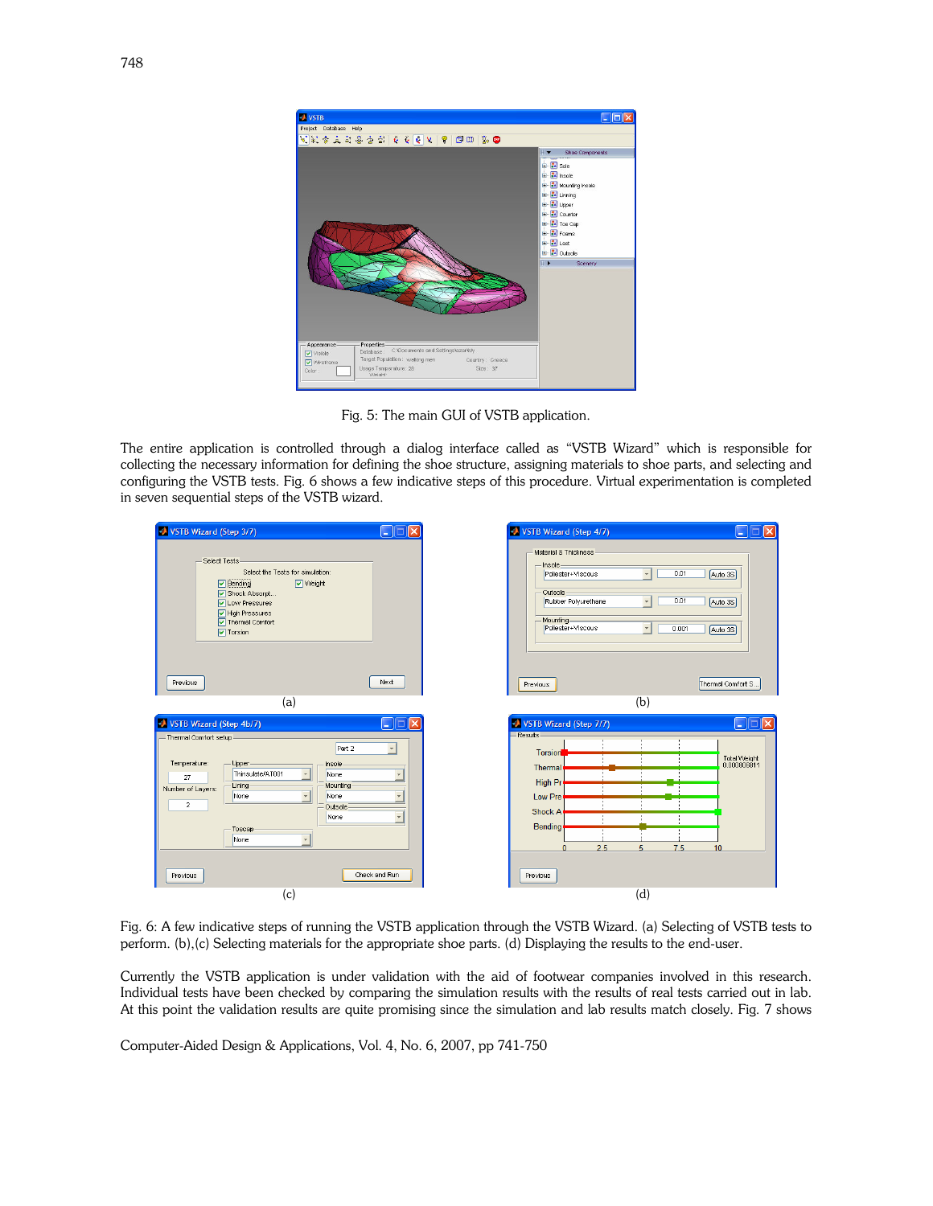Fig. 5: The main GUI of VSTB application.

The entire application is controlled through a dialog interface called as "VSTB Wizard" which is responsible for collecting the necessary information for defining the shoe structure, assigning materials to shoe parts, and selecting and configuring the VSTB tests. Fig. 6 shows a few indicative steps of this procedure. Virtual experimentation is completed in seven sequential steps of the VSTB wizard.

Fig. 6: A few indicative steps of running the VSTB application through the VSTB Wizard. (a) Selecting of VSTB tests to perform. (b),(c) Selecting materials for the appropriate shoe parts. (d) Displaying the results to the end-user.

Currently the VSTB application is under validation with the aid of footwear companies involved in this research. Individual tests have been checked by comparing the simulation results with the results of real tests carried out in lab. At this point the validation results are quite promising since the simulation and lab results match closely. Fig. 7 shows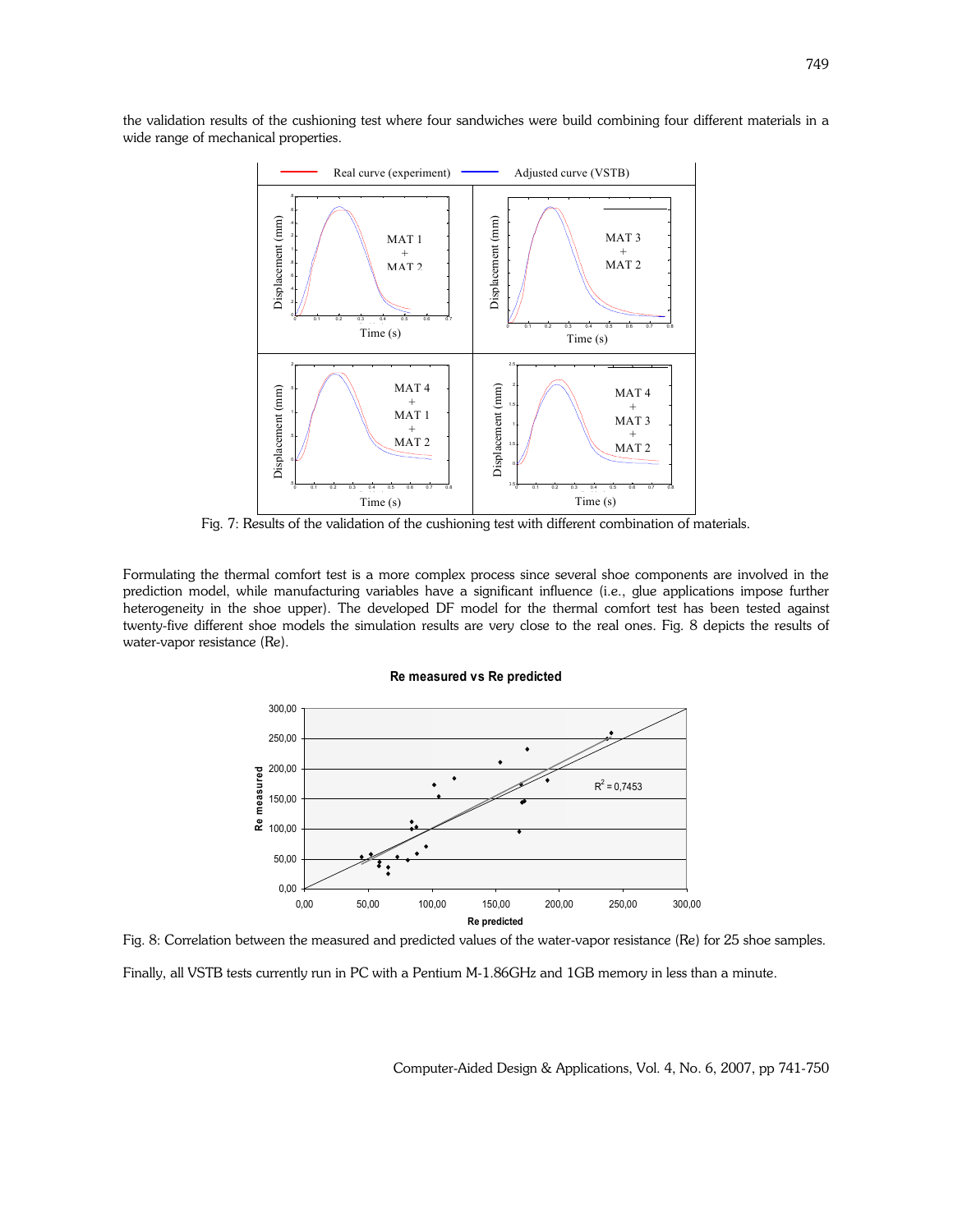the validation results of the cushioning test where four sandwiches were build combining four different materials in a wide range of mechanical properties.

Fig. 7: Results of the validation of the cushioning test with different combination of materials.

Formulating the thermal comfort test is a more complex process since several shoe components are involved in the prediction model, while manufacturing variables have a significant influence (i.e., glue applications impose further heterogeneity in the shoe upper). The developed DF model for the thermal comfort test has been tested against twenty-five different shoe models the simulation results are very close to the real ones. Fig. 8 depicts the results of water-vapor resistance (Re).

Fig. 8: Correlation between the measured and predicted values of the water-vapor resistance (Re) for 25 shoe samples.

Finally, all VSTB tests currently run in PC with a Pentium M-1.86GHz and 1GB memory in less than a minute.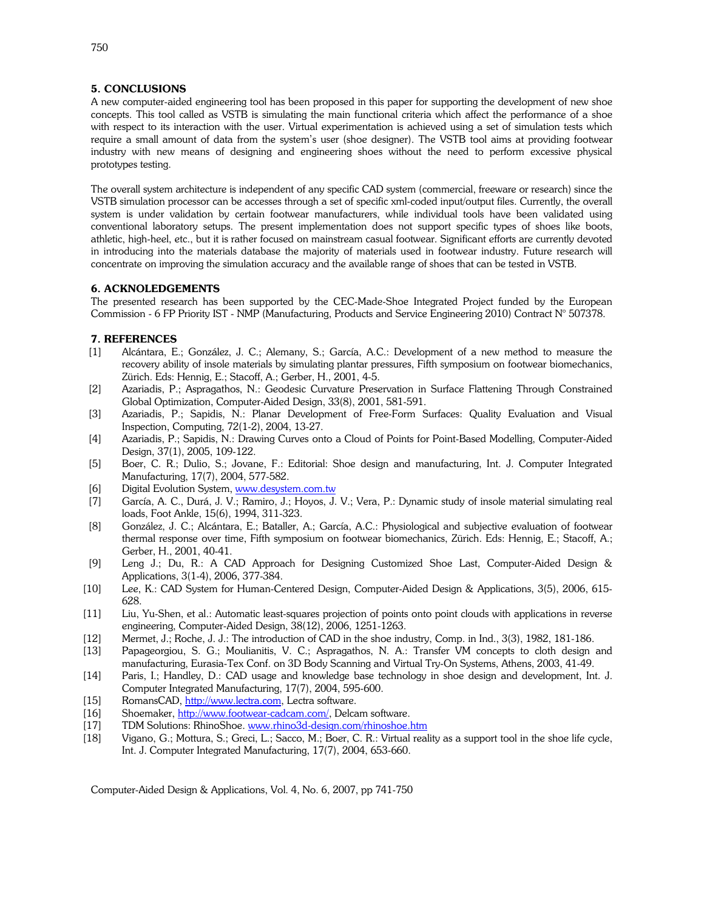## 5. CONCLUSIONS

A new computer-aided engineering tool has been proposed in this paper for supporting the development of new shoe concepts. This tool called as VSTB is simulating the main functional criteria which affect the performance of a shoe with respect to its interaction with the user. Virtual experimentation is achieved using a set of simulation tests which require a small amount of data from the system's user (shoe designer). The VSTB tool aims at providing footwear industry with new means of designing and engineering shoes without the need to perform excessive physical prototypes testing.

The overall system architecture is independent of any specific CAD system (commercial, freeware or research) since the VSTB simulation processor can be accesses through a set of specific xml-coded input/output files. Currently, the overall system is under validation by certain footwear manufacturers, while individual tools have been validated using conventional laboratory setups. The present implementation does not support specific types of shoes like boots, athletic, high-heel, etc., but it is rather focused on mainstream casual footwear. Significant efforts are currently devoted in introducing into the materials database the majority of materials used in footwear industry. Future research will concentrate on improving the simulation accuracy and the available range of shoes that can be tested in VSTB.

## 6. ACKNOLEDGEMENTS

The presented research has been supported by the CEC-Made-Shoe Integrated Project funded by the European Commission - 6 FP Priority IST - NMP (Manufacturing, Products and Service Engineering 2010) Contract N° 507378.

## 7. REFERENCES

[1] Alcántara, E.; González, J. C.; Alemany, S.; García, A.C.: Development of a new method to measure the recovery ability of insole materials by simulating plantar pressures, Fifth symposium on footwear biomechanics, Zürich. Eds: Hennig, E.; Stacoff, A.; Gerber, H., 2001, 4-5.

[2] Azariadis, P.; Aspragathos, N.: Geodesic Curvature Preservation in Surface Flattening Through Constrained Global Optimization, Computer-Aided Design, 33(8), 2001, 581-591.

[3] Azariadis, P.; Sapidis, N.: Planar Development of Free-Form Surfaces: Quality Evaluation and Visual Inspection, Computing, 72(1-2), 2004, 13-27.

[4] Azariadis, P.; Sapidis, N.: Drawing Curves onto a Cloud of Points for Point-Based Modelling, Computer-Aided Design, 37(1), 2005, 109-122.

[5] Boer, C. R.; Dulio, S.; Jovane, F.: Editorial: Shoe design and manufacturing, Int. J. Computer Integrated Manufacturing, 17(7), 2004, 577-582.

[6] Digital Evolution System, www.desystem.com.tw

[7] García, A. C., Durá, J. V.; Ramiro, J.; Hoyos, J. V.; Vera, P.: Dynamic study of insole material simulating real loads, Foot Ankle, 15(6), 1994, 311-323.

[8] González, J. C.; Alcántara, E.; Bataller, A.; García, A.C.: Physiological and subjective evaluation of footwear thermal response over time, Fifth symposium on footwear biomechanics, Zürich. Eds: Hennig, E.; Stacoff, A.; Gerber, H., 2001, 40-41.

[9] Leng J.; Du, R.: A CAD Approach for Designing Customized Shoe Last, Computer-Aided Design & Applications, 3(1-4), 2006, 377-384.

[10] Lee, K.: CAD System for Human-Centered Design, Computer-Aided Design & Applications, 3(5), 2006, 615-628.

[11] Liu, Yu-Shen, et al.: Automatic least-squares projection of points onto point clouds with applications in reverse engineering, Computer-Aided Design, 38(12), 2006, 1251-1263.

[12] Mermet, J.; Roche, J. J.: The introduction of CAD in the shoe industry, Comp. in Ind., 3(3), 1982, 181-186.

[13] Papageorgiou, S. G.; Moulianitis, V. C.; Aspragathos, N. A.: Transfer VM concepts to cloth design and manufacturing, Eurasia-Tex Conf. on 3D Body Scanning and Virtual Try-On Systems, Athens, 2003, 41-49.

[14] Paris, I.; Handley, D.: CAD usage and knowledge base technology in shoe design and development, Int. J. Computer Integrated Manufacturing, 17(7), 2004, 595-600.

[15] RomansCAD, http://www.lectra.com, Lectra software.

[16] Shoemaker, http://www.footwear-cadcam.com/, Delcam software.

[17] TDM Solutions: RhinoShoe. www.rhino3d-design.com/rhinoshoe.htm

[18] Vigano, G.; Mottura, S.; Greci, L.; Sacco, M.; Boer, C. R.: Virtual reality as a support tool in the shoe life cycle, Int. J. Computer Integrated Manufacturing, 17(7), 2004, 653-660.